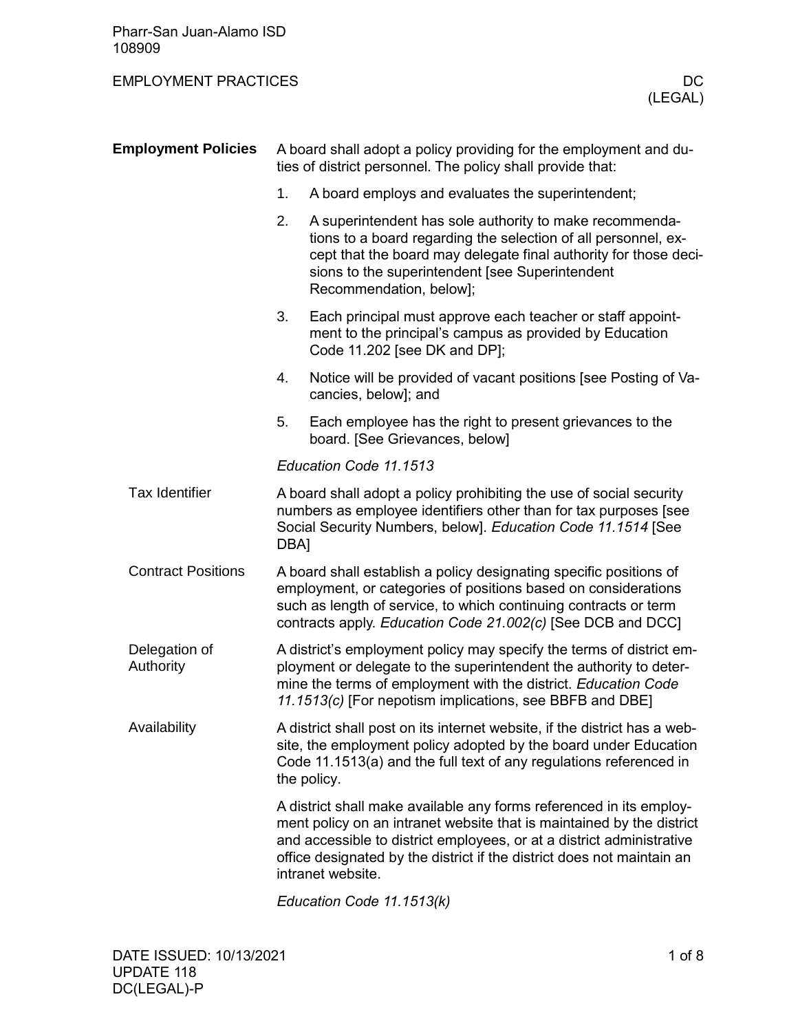Pharr-San Juan-Alamo ISD
108909

EMPLOYMENT PRACTICES DC (LEGAL)

## Employment Policies

A board shall adopt a policy providing for the employment and duties of district personnel. The policy shall provide that:

1. A board employs and evaluates the superintendent;
2. A superintendent has sole authority to make recommendations to a board regarding the selection of all personnel, except that the board may delegate final authority for those decisions to the superintendent [see Superintendent Recommendation, below];
3. Each principal must approve each teacher or staff appointment to the principal's campus as provided by Education Code 11.202 [see DK and DP];
4. Notice will be provided of vacant positions [see Posting of Vacancies, below]; and
5. Each employee has the right to present grievances to the board. [See Grievances, below]

*Education Code 11.1513*

### Tax Identifier

A board shall adopt a policy prohibiting the use of social security numbers as employee identifiers other than for tax purposes [see Social Security Numbers, below]. *Education Code 11.1514* [See DBA]

### Contract Positions

A board shall establish a policy designating specific positions of employment, or categories of positions based on considerations such as length of service, to which continuing contracts or term contracts apply. *Education Code 21.002(c)* [See DCB and DCC]

### Delegation of Authority

A district's employment policy may specify the terms of district employment or delegate to the superintendent the authority to determine the terms of employment with the district. *Education Code 11.1513(c)* [For nepotism implications, see BBFB and DBE]

### Availability

A district shall post on its internet website, if the district has a website, the employment policy adopted by the board under Education Code 11.1513(a) and the full text of any regulations referenced in the policy.

A district shall make available any forms referenced in its employment policy on an intranet website that is maintained by the district and accessible to district employees, or at a district administrative office designated by the district if the district does not maintain an intranet website.

*Education Code 11.1513(k)*

DATE ISSUED: 10/13/2021
UPDATE 118
DC(LEGAL)-P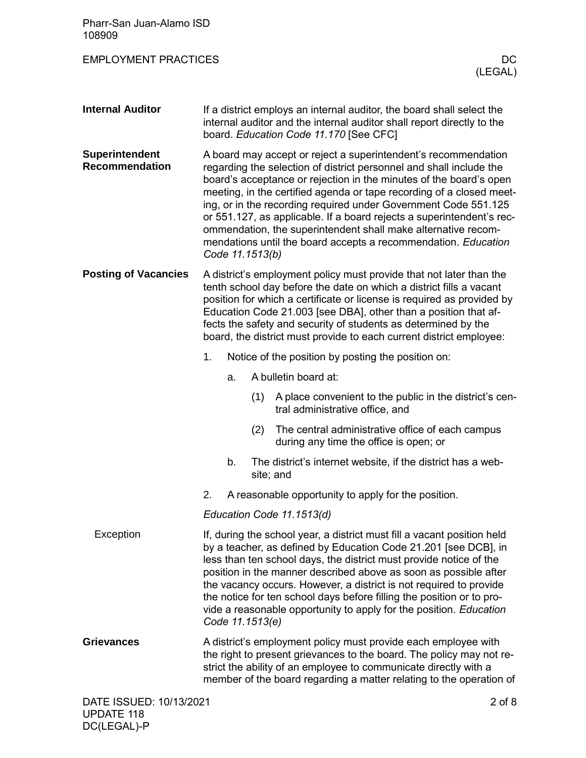## Internal Auditor

If a district employs an internal auditor, the board shall select the internal auditor and the internal auditor shall report directly to the board. *Education Code 11.170* [See CFC]

## Superintendent Recommendation

A board may accept or reject a superintendent's recommendation regarding the selection of district personnel and shall include the board's acceptance or rejection in the minutes of the board's open meeting, in the certified agenda or tape recording of a closed meeting, or in the recording required under Government Code 551.125 or 551.127, as applicable. If a board rejects a superintendent's recommendation, the superintendent shall make alternative recommendations until the board accepts a recommendation. *Education Code 11.1513(b)*

## Posting of Vacancies

A district's employment policy must provide that not later than the tenth school day before the date on which a district fills a vacant position for which a certificate or license is required as provided by Education Code 21.003 [see DBA], other than a position that affects the safety and security of students as determined by the board, the district must provide to each current district employee:

1. Notice of the position by posting the position on:
   a. A bulletin board at:
      (1) A place convenient to the public in the district's central administrative office, and
      (2) The central administrative office of each campus during any time the office is open; or
   b. The district's internet website, if the district has a website; and
2. A reasonable opportunity to apply for the position.

*Education Code 11.1513(d)*

### Exception

If, during the school year, a district must fill a vacant position held by a teacher, as defined by Education Code 21.201 [see DCB], in less than ten school days, the district must provide notice of the position in the manner described above as soon as possible after the vacancy occurs. However, a district is not required to provide the notice for ten school days before filling the position or to provide a reasonable opportunity to apply for the position. *Education Code 11.1513(e)*

## Grievances

A district's employment policy must provide each employee with the right to present grievances to the board. The policy may not restrict the ability of an employee to communicate directly with a member of the board regarding a matter relating to the operation of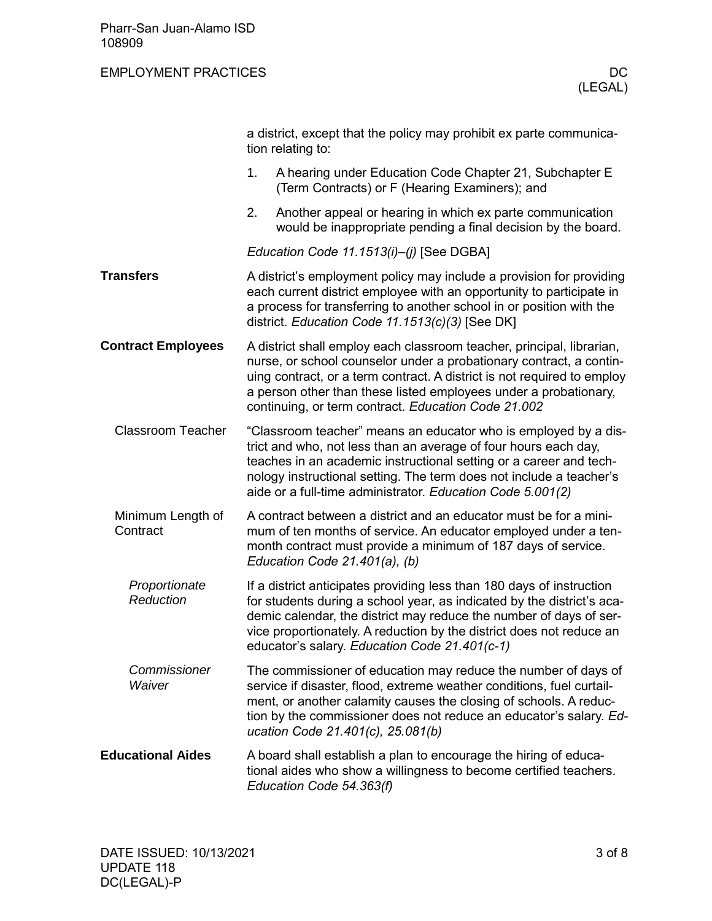a district, except that the policy may prohibit ex parte communication relating to:

1. A hearing under Education Code Chapter 21, Subchapter E (Term Contracts) or F (Hearing Examiners); and
2. Another appeal or hearing in which ex parte communication would be inappropriate pending a final decision by the board.

*Education Code 11.1513(i)–(j)* [See DGBA]

## Transfers

A district's employment policy may include a provision for providing each current district employee with an opportunity to participate in a process for transferring to another school in or position with the district. *Education Code 11.1513(c)(3)* [See DK]

## Contract Employees

A district shall employ each classroom teacher, principal, librarian, nurse, or school counselor under a probationary contract, a continuing contract, or a term contract. A district is not required to employ a person other than these listed employees under a probationary, continuing, or term contract. *Education Code 21.002*

### Classroom Teacher

"Classroom teacher" means an educator who is employed by a district and who, not less than an average of four hours each day, teaches in an academic instructional setting or a career and technology instructional setting. The term does not include a teacher's aide or a full-time administrator. *Education Code 5.001(2)*

### Minimum Length of Contract

A contract between a district and an educator must be for a minimum of ten months of service. An educator employed under a ten-month contract must provide a minimum of 187 days of service. *Education Code 21.401(a), (b)*

#### *Proportionate Reduction*

If a district anticipates providing less than 180 days of instruction for students during a school year, as indicated by the district's academic calendar, the district may reduce the number of days of service proportionately. A reduction by the district does not reduce an educator's salary. *Education Code 21.401(c-1)*

#### *Commissioner Waiver*

The commissioner of education may reduce the number of days of service if disaster, flood, extreme weather conditions, fuel curtailment, or another calamity causes the closing of schools. A reduction by the commissioner does not reduce an educator's salary. *Education Code 21.401(c), 25.081(b)*

## Educational Aides

A board shall establish a plan to encourage the hiring of educational aides who show a willingness to become certified teachers. *Education Code 54.363(f)*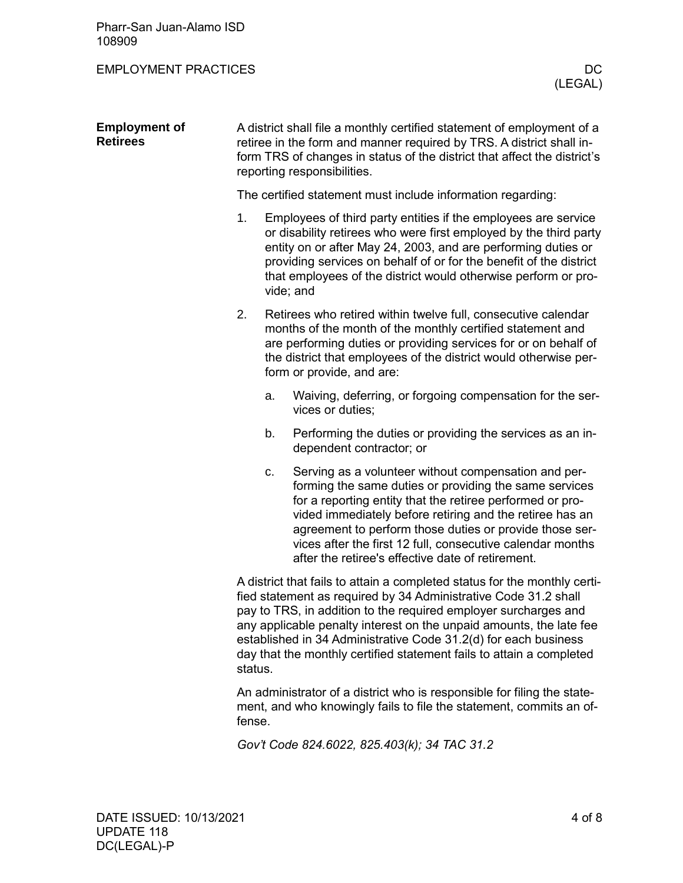## Employment of Retirees

A district shall file a monthly certified statement of employment of a retiree in the form and manner required by TRS. A district shall inform TRS of changes in status of the district that affect the district's reporting responsibilities.

The certified statement must include information regarding:

1. Employees of third party entities if the employees are service or disability retirees who were first employed by the third party entity on or after May 24, 2003, and are performing duties or providing services on behalf of or for the benefit of the district that employees of the district would otherwise perform or provide; and
2. Retirees who retired within twelve full, consecutive calendar months of the month of the monthly certified statement and are performing duties or providing services for or on behalf of the district that employees of the district would otherwise perform or provide, and are:
   a. Waiving, deferring, or forgoing compensation for the services or duties;
   b. Performing the duties or providing the services as an independent contractor; or
   c. Serving as a volunteer without compensation and performing the same duties or providing the same services for a reporting entity that the retiree performed or provided immediately before retiring and the retiree has an agreement to perform those duties or provide those services after the first 12 full, consecutive calendar months after the retiree's effective date of retirement.

A district that fails to attain a completed status for the monthly certified statement as required by 34 Administrative Code 31.2 shall pay to TRS, in addition to the required employer surcharges and any applicable penalty interest on the unpaid amounts, the late fee established in 34 Administrative Code 31.2(d) for each business day that the monthly certified statement fails to attain a completed status.

An administrator of a district who is responsible for filing the statement, and who knowingly fails to file the statement, commits an offense.

*Gov't Code 824.6022, 825.403(k); 34 TAC 31.2*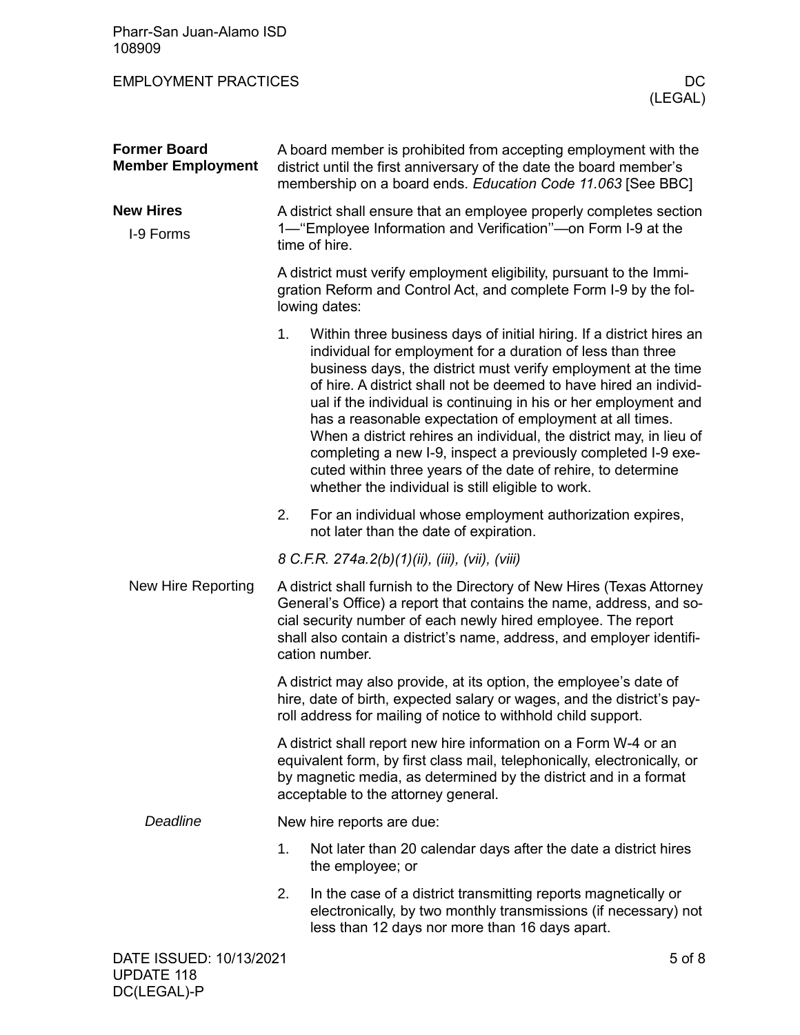## Former Board Member Employment

A board member is prohibited from accepting employment with the district until the first anniversary of the date the board member's membership on a board ends. *Education Code 11.063* [See BBC]

## New Hires

### I-9 Forms

A district shall ensure that an employee properly completes section 1—"Employee Information and Verification"—on Form I-9 at the time of hire.

A district must verify employment eligibility, pursuant to the Immigration Reform and Control Act, and complete Form I-9 by the following dates:

1. Within three business days of initial hiring. If a district hires an individual for employment for a duration of less than three business days, the district must verify employment at the time of hire. A district shall not be deemed to have hired an individual if the individual is continuing in his or her employment and has a reasonable expectation of employment at all times. When a district rehires an individual, the district may, in lieu of completing a new I-9, inspect a previously completed I-9 executed within three years of the date of rehire, to determine whether the individual is still eligible to work.
2. For an individual whose employment authorization expires, not later than the date of expiration.

*8 C.F.R. 274a.2(b)(1)(ii), (iii), (vii), (viii)*

### New Hire Reporting

A district shall furnish to the Directory of New Hires (Texas Attorney General's Office) a report that contains the name, address, and social security number of each newly hired employee. The report shall also contain a district's name, address, and employer identification number.

A district may also provide, at its option, the employee's date of hire, date of birth, expected salary or wages, and the district's payroll address for mailing of notice to withhold child support.

A district shall report new hire information on a Form W-4 or an equivalent form, by first class mail, telephonically, electronically, or by magnetic media, as determined by the district and in a format acceptable to the attorney general.

#### *Deadline*

New hire reports are due:

1. Not later than 20 calendar days after the date a district hires the employee; or
2. In the case of a district transmitting reports magnetically or electronically, by two monthly transmissions (if necessary) not less than 12 days nor more than 16 days apart.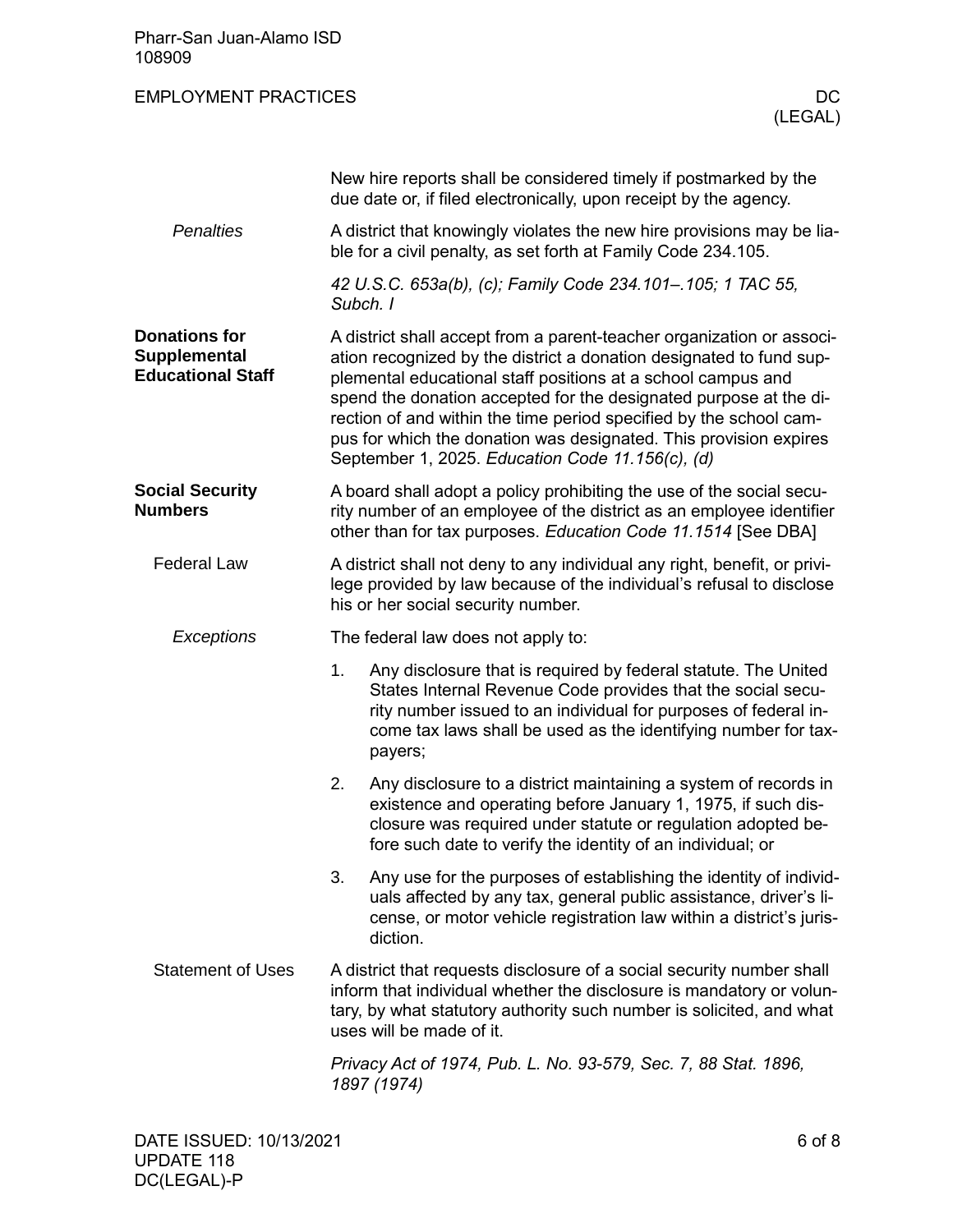New hire reports shall be considered timely if postmarked by the due date or, if filed electronically, upon receipt by the agency.

#### *Penalties*

A district that knowingly violates the new hire provisions may be liable for a civil penalty, as set forth at Family Code 234.105.

*42 U.S.C. 653a(b), (c); Family Code 234.101–.105; 1 TAC 55, Subch. I*

## Donations for Supplemental Educational Staff

A district shall accept from a parent-teacher organization or association recognized by the district a donation designated to fund supplemental educational staff positions at a school campus and spend the donation accepted for the designated purpose at the direction of and within the time period specified by the school campus for which the donation was designated. This provision expires September 1, 2025. *Education Code 11.156(c), (d)*

## Social Security Numbers

A board shall adopt a policy prohibiting the use of the social security number of an employee of the district as an employee identifier other than for tax purposes. *Education Code 11.1514* [See DBA]

### Federal Law

A district shall not deny to any individual any right, benefit, or privilege provided by law because of the individual's refusal to disclose his or her social security number.

#### *Exceptions*

The federal law does not apply to:

1. Any disclosure that is required by federal statute. The United States Internal Revenue Code provides that the social security number issued to an individual for purposes of federal income tax laws shall be used as the identifying number for taxpayers;
2. Any disclosure to a district maintaining a system of records in existence and operating before January 1, 1975, if such disclosure was required under statute or regulation adopted before such date to verify the identity of an individual; or
3. Any use for the purposes of establishing the identity of individuals affected by any tax, general public assistance, driver's license, or motor vehicle registration law within a district's jurisdiction.

### Statement of Uses

A district that requests disclosure of a social security number shall inform that individual whether the disclosure is mandatory or voluntary, by what statutory authority such number is solicited, and what uses will be made of it.

*Privacy Act of 1974, Pub. L. No. 93-579, Sec. 7, 88 Stat. 1896, 1897 (1974)*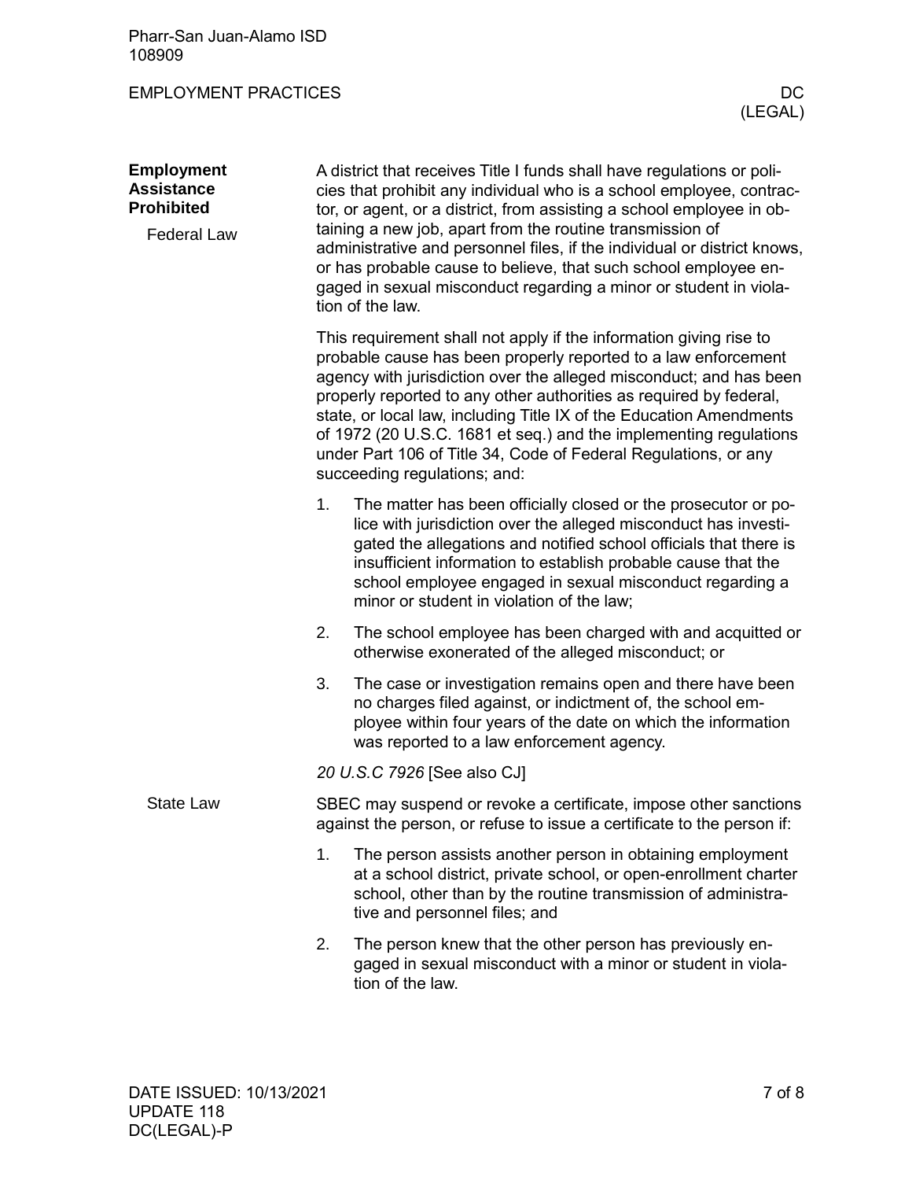## Employment Assistance Prohibited

### Federal Law

A district that receives Title I funds shall have regulations or policies that prohibit any individual who is a school employee, contractor, or agent, or a district, from assisting a school employee in obtaining a new job, apart from the routine transmission of administrative and personnel files, if the individual or district knows, or has probable cause to believe, that such school employee engaged in sexual misconduct regarding a minor or student in violation of the law.

This requirement shall not apply if the information giving rise to probable cause has been properly reported to a law enforcement agency with jurisdiction over the alleged misconduct; and has been properly reported to any other authorities as required by federal, state, or local law, including Title IX of the Education Amendments of 1972 (20 U.S.C. 1681 et seq.) and the implementing regulations under Part 106 of Title 34, Code of Federal Regulations, or any succeeding regulations; and:

1. The matter has been officially closed or the prosecutor or police with jurisdiction over the alleged misconduct has investigated the allegations and notified school officials that there is insufficient information to establish probable cause that the school employee engaged in sexual misconduct regarding a minor or student in violation of the law;
2. The school employee has been charged with and acquitted or otherwise exonerated of the alleged misconduct; or
3. The case or investigation remains open and there have been no charges filed against, or indictment of, the school employee within four years of the date on which the information was reported to a law enforcement agency.

*20 U.S.C 7926* [See also CJ]

### State Law

SBEC may suspend or revoke a certificate, impose other sanctions against the person, or refuse to issue a certificate to the person if:

1. The person assists another person in obtaining employment at a school district, private school, or open-enrollment charter school, other than by the routine transmission of administrative and personnel files; and
2. The person knew that the other person has previously engaged in sexual misconduct with a minor or student in violation of the law.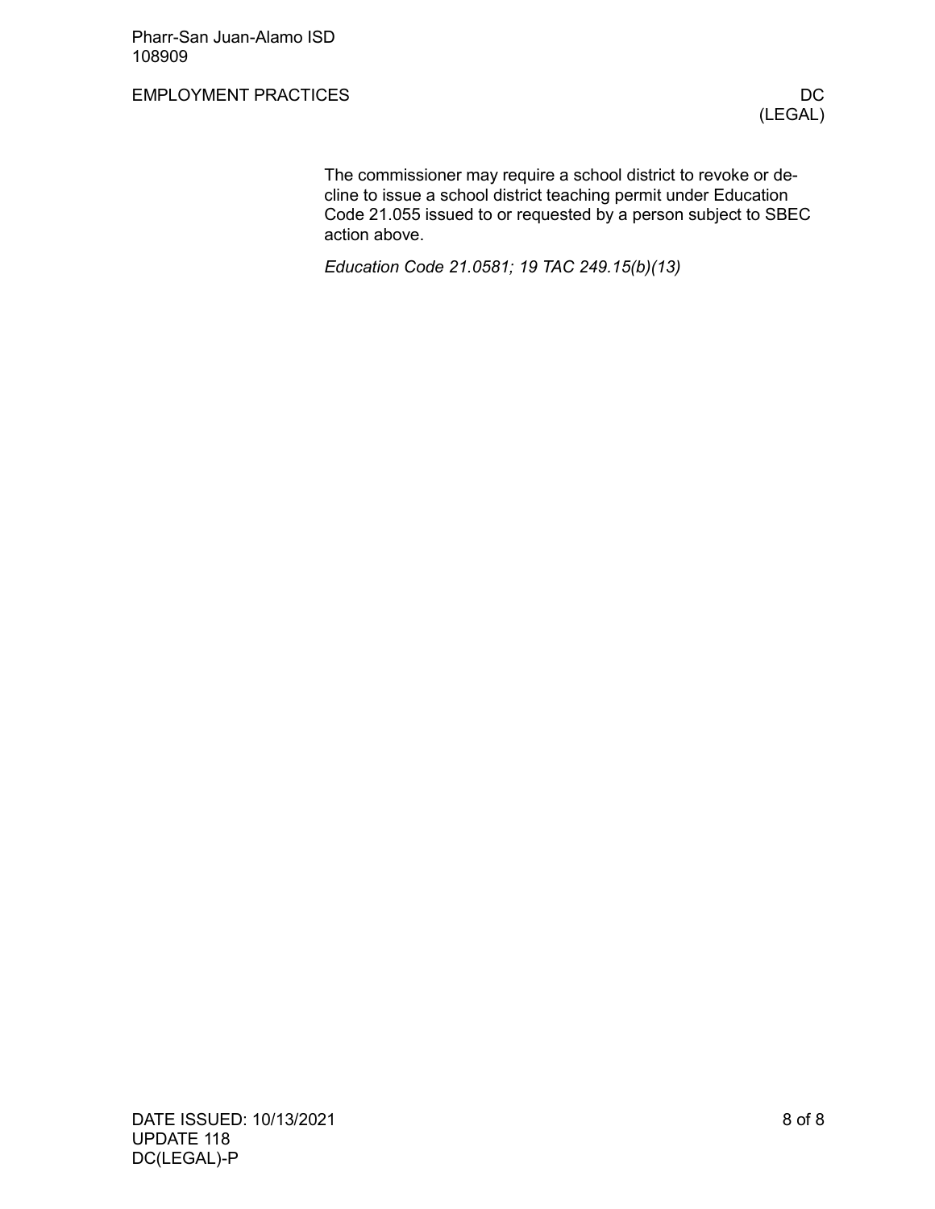The commissioner may require a school district to revoke or decline to issue a school district teaching permit under Education Code 21.055 issued to or requested by a person subject to SBEC action above.

*Education Code 21.0581; 19 TAC 249.15(b)(13)*